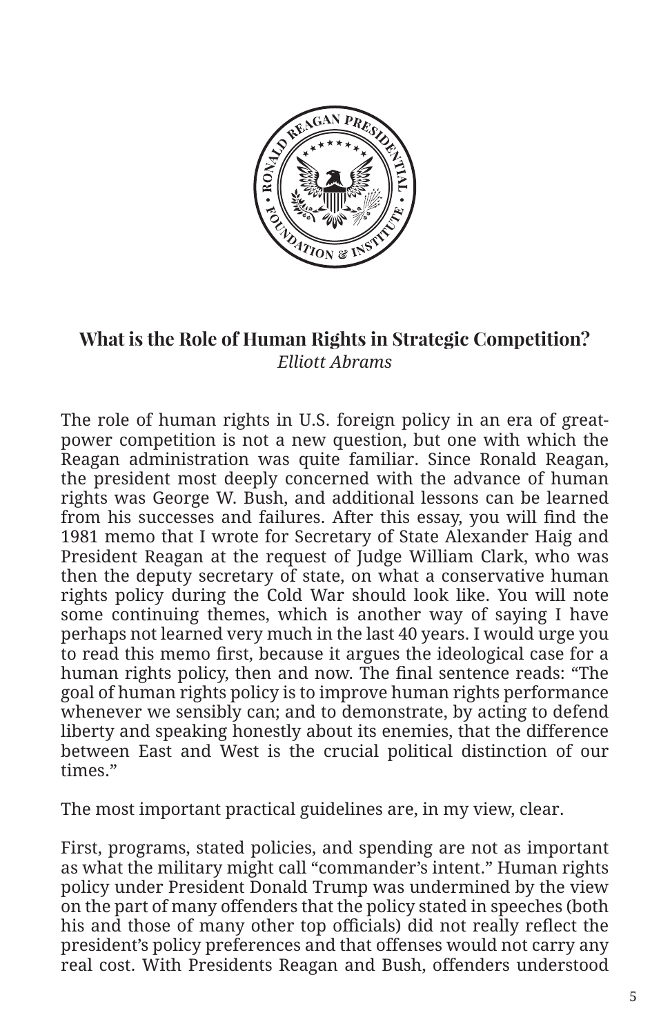**What is the Role of Human Rights in Strategic Competition?**
*Elliott Abrams*

The role of human rights in U.S. foreign policy in an era of great-power competition is not a new question, but one with which the Reagan administration was quite familiar. Since Ronald Reagan, the president most deeply concerned with the advance of human rights was George W. Bush, and additional lessons can be learned from his successes and failures. After this essay, you will find the 1981 memo that I wrote for Secretary of State Alexander Haig and President Reagan at the request of Judge William Clark, who was then the deputy secretary of state, on what a conservative human rights policy during the Cold War should look like. You will note some continuing themes, which is another way of saying I have perhaps not learned very much in the last 40 years. I would urge you to read this memo first, because it argues the ideological case for a human rights policy, then and now. The final sentence reads: "The goal of human rights policy is to improve human rights performance whenever we sensibly can; and to demonstrate, by acting to defend liberty and speaking honestly about its enemies, that the difference between East and West is the crucial political distinction of our times."

The most important practical guidelines are, in my view, clear.

First, programs, stated policies, and spending are not as important as what the military might call "commander's intent." Human rights policy under President Donald Trump was undermined by the view on the part of many offenders that the policy stated in speeches (both his and those of many other top officials) did not really reflect the president's policy preferences and that offenses would not carry any real cost. With Presidents Reagan and Bush, offenders understood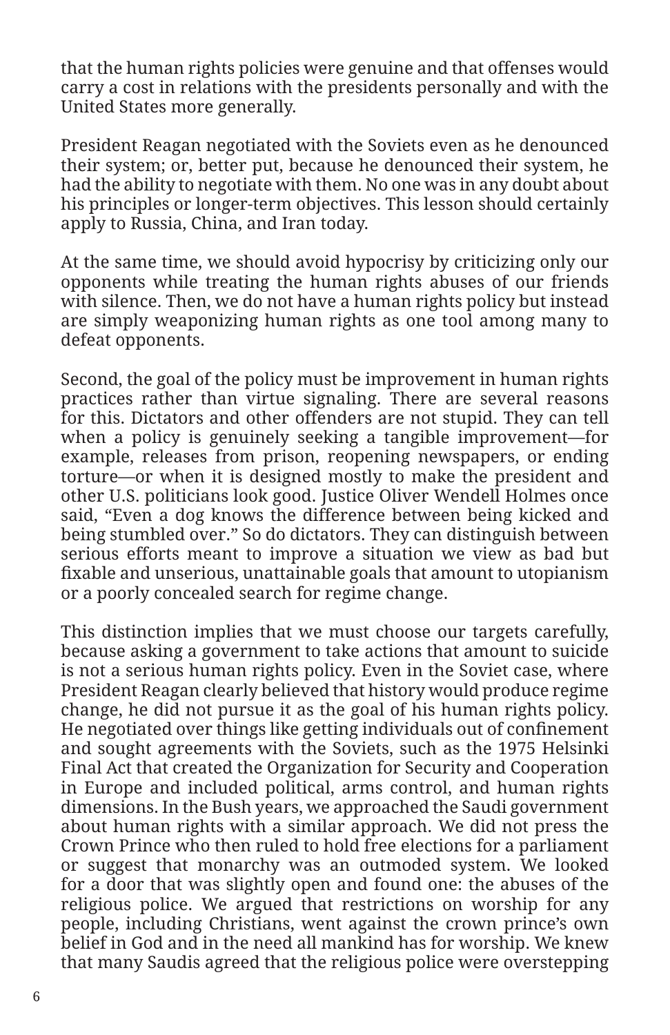that the human rights policies were genuine and that offenses would carry a cost in relations with the presidents personally and with the United States more generally.

President Reagan negotiated with the Soviets even as he denounced their system; or, better put, because he denounced their system, he had the ability to negotiate with them. No one was in any doubt about his principles or longer-term objectives. This lesson should certainly apply to Russia, China, and Iran today.

At the same time, we should avoid hypocrisy by criticizing only our opponents while treating the human rights abuses of our friends with silence. Then, we do not have a human rights policy but instead are simply weaponizing human rights as one tool among many to defeat opponents.

Second, the goal of the policy must be improvement in human rights practices rather than virtue signaling. There are several reasons for this. Dictators and other offenders are not stupid. They can tell when a policy is genuinely seeking a tangible improvement—for example, releases from prison, reopening newspapers, or ending torture—or when it is designed mostly to make the president and other U.S. politicians look good. Justice Oliver Wendell Holmes once said, “Even a dog knows the difference between being kicked and being stumbled over.” So do dictators. They can distinguish between serious efforts meant to improve a situation we view as bad but fixable and unserious, unattainable goals that amount to utopianism or a poorly concealed search for regime change.

This distinction implies that we must choose our targets carefully, because asking a government to take actions that amount to suicide is not a serious human rights policy. Even in the Soviet case, where President Reagan clearly believed that history would produce regime change, he did not pursue it as the goal of his human rights policy. He negotiated over things like getting individuals out of confinement and sought agreements with the Soviets, such as the 1975 Helsinki Final Act that created the Organization for Security and Cooperation in Europe and included political, arms control, and human rights dimensions. In the Bush years, we approached the Saudi government about human rights with a similar approach. We did not press the Crown Prince who then ruled to hold free elections for a parliament or suggest that monarchy was an outmoded system. We looked for a door that was slightly open and found one: the abuses of the religious police. We argued that restrictions on worship for any people, including Christians, went against the crown prince’s own belief in God and in the need all mankind has for worship. We knew that many Saudis agreed that the religious police were overstepping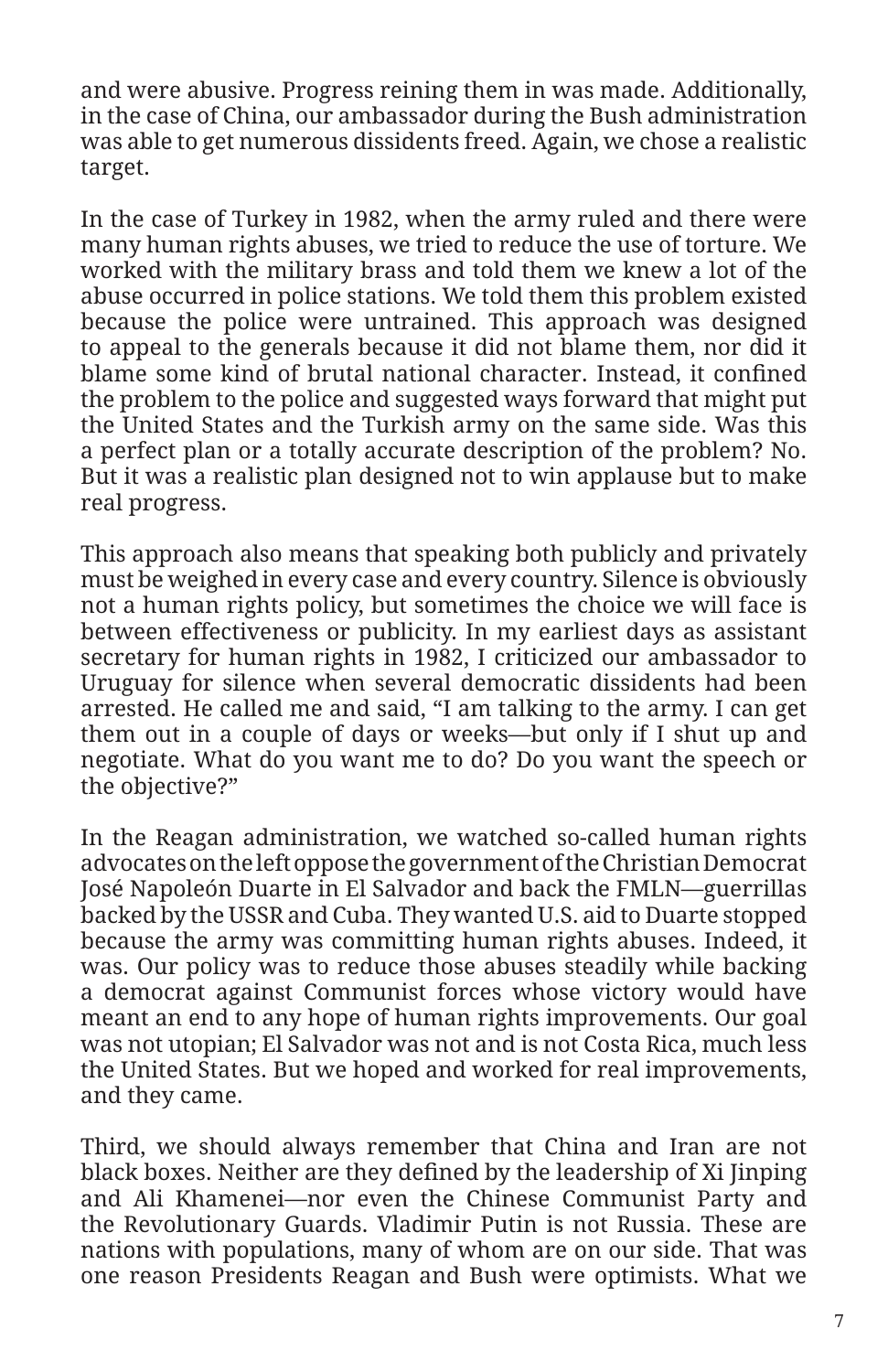and were abusive. Progress reining them in was made. Additionally, in the case of China, our ambassador during the Bush administration was able to get numerous dissidents freed. Again, we chose a realistic target.

In the case of Turkey in 1982, when the army ruled and there were many human rights abuses, we tried to reduce the use of torture. We worked with the military brass and told them we knew a lot of the abuse occurred in police stations. We told them this problem existed because the police were untrained. This approach was designed to appeal to the generals because it did not blame them, nor did it blame some kind of brutal national character. Instead, it confined the problem to the police and suggested ways forward that might put the United States and the Turkish army on the same side. Was this a perfect plan or a totally accurate description of the problem? No. But it was a realistic plan designed not to win applause but to make real progress.

This approach also means that speaking both publicly and privately must be weighed in every case and every country. Silence is obviously not a human rights policy, but sometimes the choice we will face is between effectiveness or publicity. In my earliest days as assistant secretary for human rights in 1982, I criticized our ambassador to Uruguay for silence when several democratic dissidents had been arrested. He called me and said, "I am talking to the army. I can get them out in a couple of days or weeks—but only if I shut up and negotiate. What do you want me to do? Do you want the speech or the objective?"

In the Reagan administration, we watched so-called human rights advocates on the left oppose the government of the Christian Democrat José Napoleón Duarte in El Salvador and back the FMLN—guerrillas backed by the USSR and Cuba. They wanted U.S. aid to Duarte stopped because the army was committing human rights abuses. Indeed, it was. Our policy was to reduce those abuses steadily while backing a democrat against Communist forces whose victory would have meant an end to any hope of human rights improvements. Our goal was not utopian; El Salvador was not and is not Costa Rica, much less the United States. But we hoped and worked for real improvements, and they came.

Third, we should always remember that China and Iran are not black boxes. Neither are they defined by the leadership of Xi Jinping and Ali Khamenei—nor even the Chinese Communist Party and the Revolutionary Guards. Vladimir Putin is not Russia. These are nations with populations, many of whom are on our side. That was one reason Presidents Reagan and Bush were optimists. What we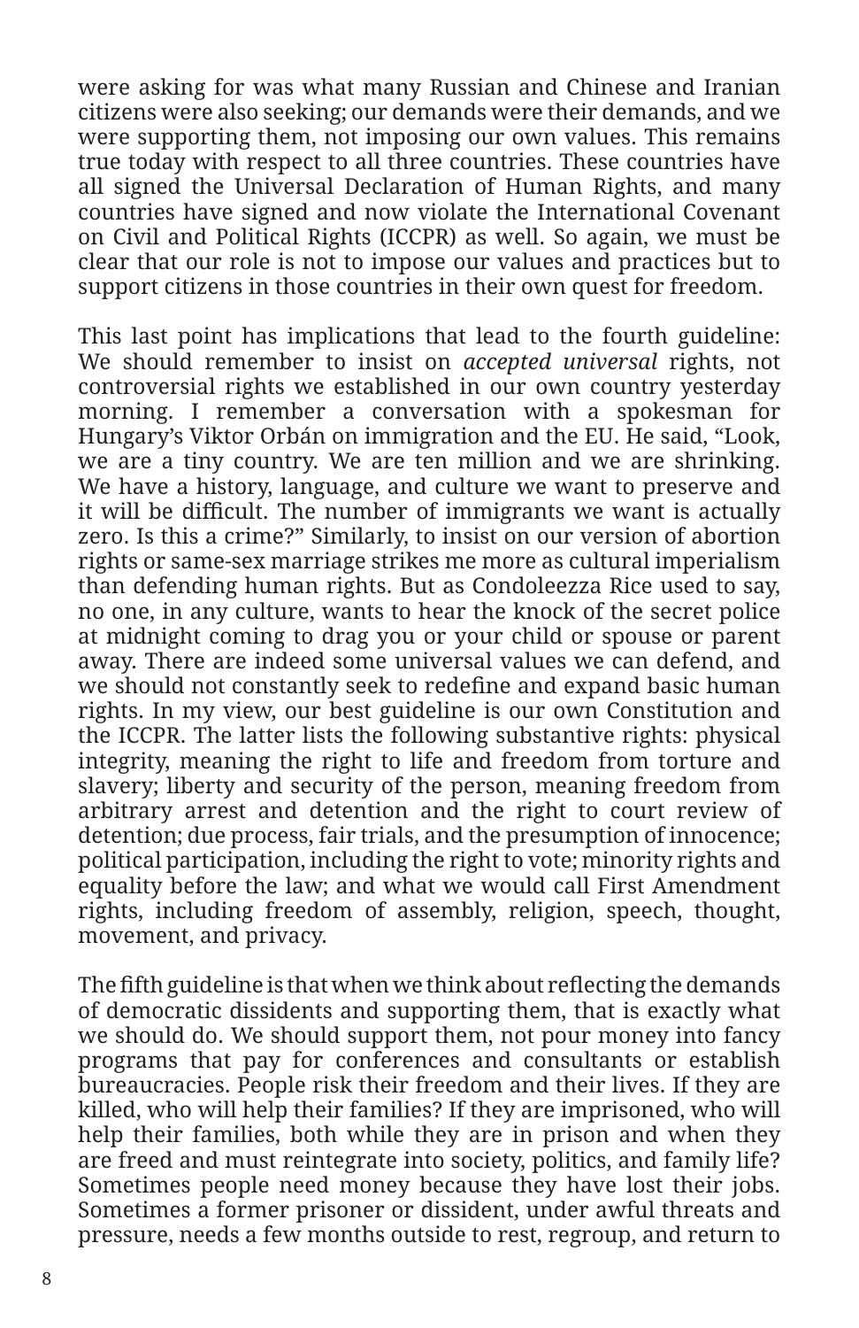were asking for was what many Russian and Chinese and Iranian citizens were also seeking; our demands were their demands, and we were supporting them, not imposing our own values. This remains true today with respect to all three countries. These countries have all signed the Universal Declaration of Human Rights, and many countries have signed and now violate the International Covenant on Civil and Political Rights (ICCPR) as well. So again, we must be clear that our role is not to impose our values and practices but to support citizens in those countries in their own quest for freedom.

This last point has implications that lead to the fourth guideline: We should remember to insist on *accepted universal* rights, not controversial rights we established in our own country yesterday morning. I remember a conversation with a spokesman for Hungary's Viktor Orbán on immigration and the EU. He said, "Look, we are a tiny country. We are ten million and we are shrinking. We have a history, language, and culture we want to preserve and it will be difficult. The number of immigrants we want is actually zero. Is this a crime?" Similarly, to insist on our version of abortion rights or same-sex marriage strikes me more as cultural imperialism than defending human rights. But as Condoleezza Rice used to say, no one, in any culture, wants to hear the knock of the secret police at midnight coming to drag you or your child or spouse or parent away. There are indeed some universal values we can defend, and we should not constantly seek to redefine and expand basic human rights. In my view, our best guideline is our own Constitution and the ICCPR. The latter lists the following substantive rights: physical integrity, meaning the right to life and freedom from torture and slavery; liberty and security of the person, meaning freedom from arbitrary arrest and detention and the right to court review of detention; due process, fair trials, and the presumption of innocence; political participation, including the right to vote; minority rights and equality before the law; and what we would call First Amendment rights, including freedom of assembly, religion, speech, thought, movement, and privacy.

The fifth guideline is that when we think about reflecting the demands of democratic dissidents and supporting them, that is exactly what we should do. We should support them, not pour money into fancy programs that pay for conferences and consultants or establish bureaucracies. People risk their freedom and their lives. If they are killed, who will help their families? If they are imprisoned, who will help their families, both while they are in prison and when they are freed and must reintegrate into society, politics, and family life? Sometimes people need money because they have lost their jobs. Sometimes a former prisoner or dissident, under awful threats and pressure, needs a few months outside to rest, regroup, and return to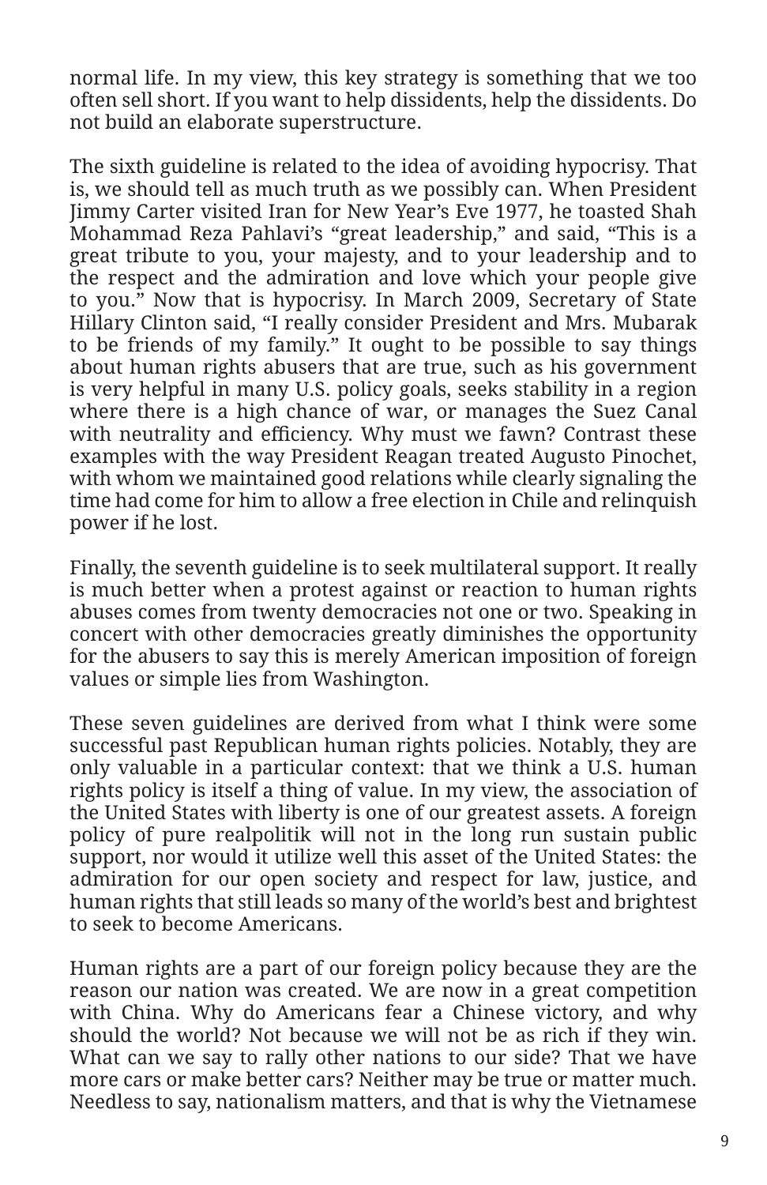normal life. In my view, this key strategy is something that we too often sell short. If you want to help dissidents, help the dissidents. Do not build an elaborate superstructure.

The sixth guideline is related to the idea of avoiding hypocrisy. That is, we should tell as much truth as we possibly can. When President Jimmy Carter visited Iran for New Year's Eve 1977, he toasted Shah Mohammad Reza Pahlavi's "great leadership," and said, "This is a great tribute to you, your majesty, and to your leadership and to the respect and the admiration and love which your people give to you." Now that is hypocrisy. In March 2009, Secretary of State Hillary Clinton said, "I really consider President and Mrs. Mubarak to be friends of my family." It ought to be possible to say things about human rights abusers that are true, such as his government is very helpful in many U.S. policy goals, seeks stability in a region where there is a high chance of war, or manages the Suez Canal with neutrality and efficiency. Why must we fawn? Contrast these examples with the way President Reagan treated Augusto Pinochet, with whom we maintained good relations while clearly signaling the time had come for him to allow a free election in Chile and relinquish power if he lost.

Finally, the seventh guideline is to seek multilateral support. It really is much better when a protest against or reaction to human rights abuses comes from twenty democracies not one or two. Speaking in concert with other democracies greatly diminishes the opportunity for the abusers to say this is merely American imposition of foreign values or simple lies from Washington.

These seven guidelines are derived from what I think were some successful past Republican human rights policies. Notably, they are only valuable in a particular context: that we think a U.S. human rights policy is itself a thing of value. In my view, the association of the United States with liberty is one of our greatest assets. A foreign policy of pure realpolitik will not in the long run sustain public support, nor would it utilize well this asset of the United States: the admiration for our open society and respect for law, justice, and human rights that still leads so many of the world's best and brightest to seek to become Americans.

Human rights are a part of our foreign policy because they are the reason our nation was created. We are now in a great competition with China. Why do Americans fear a Chinese victory, and why should the world? Not because we will not be as rich if they win. What can we say to rally other nations to our side? That we have more cars or make better cars? Neither may be true or matter much. Needless to say, nationalism matters, and that is why the Vietnamese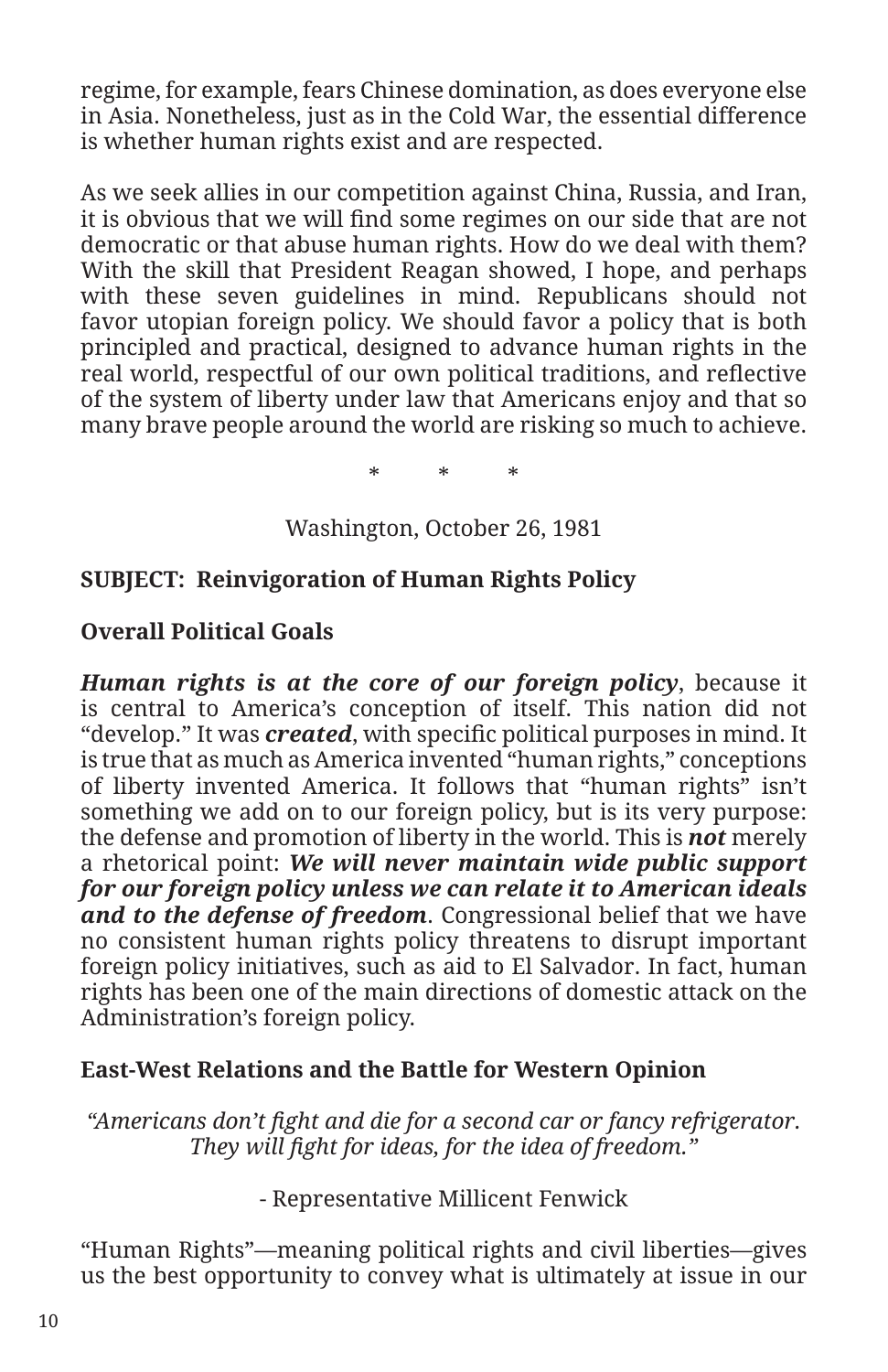regime, for example, fears Chinese domination, as does everyone else in Asia. Nonetheless, just as in the Cold War, the essential difference is whether human rights exist and are respected.

As we seek allies in our competition against China, Russia, and Iran, it is obvious that we will find some regimes on our side that are not democratic or that abuse human rights. How do we deal with them? With the skill that President Reagan showed, I hope, and perhaps with these seven guidelines in mind. Republicans should not favor utopian foreign policy. We should favor a policy that is both principled and practical, designed to advance human rights in the real world, respectful of our own political traditions, and reflective of the system of liberty under law that Americans enjoy and that so many brave people around the world are risking so much to achieve.

\* \* \*

Washington, October 26, 1981

**SUBJECT: Reinvigoration of Human Rights Policy**

**Overall Political Goals**

***Human rights is at the core of our foreign policy***, because it is central to America's conception of itself. This nation did not "develop." It was ***created***, with specific political purposes in mind. It is true that as much as America invented "human rights," conceptions of liberty invented America. It follows that "human rights" isn't something we add on to our foreign policy, but is its very purpose: the defense and promotion of liberty in the world. This is ***not*** merely a rhetorical point: ***We will never maintain wide public support for our foreign policy unless we can relate it to American ideals and to the defense of freedom***. Congressional belief that we have no consistent human rights policy threatens to disrupt important foreign policy initiatives, such as aid to El Salvador. In fact, human rights has been one of the main directions of domestic attack on the Administration's foreign policy.

**East-West Relations and the Battle for Western Opinion**

*"Americans don't fight and die for a second car or fancy refrigerator. They will fight for ideas, for the idea of freedom."*

- Representative Millicent Fenwick

"Human Rights"—meaning political rights and civil liberties—gives us the best opportunity to convey what is ultimately at issue in our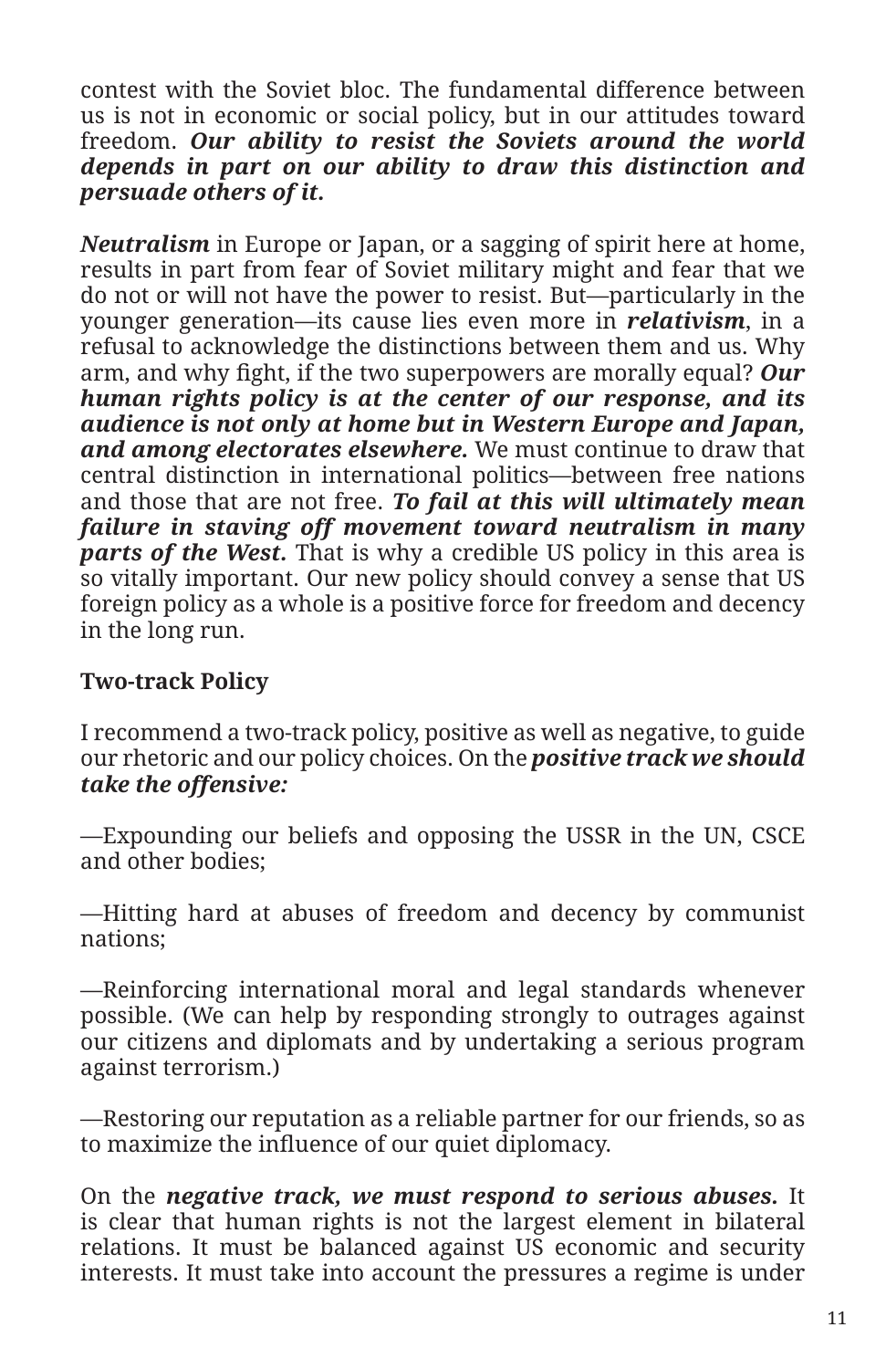contest with the Soviet bloc. The fundamental difference between us is not in economic or social policy, but in our attitudes toward freedom. ***Our ability to resist the Soviets around the world depends in part on our ability to draw this distinction and persuade others of it.***

***Neutralism*** in Europe or Japan, or a sagging of spirit here at home, results in part from fear of Soviet military might and fear that we do not or will not have the power to resist. But—particularly in the younger generation—its cause lies even more in ***relativism***, in a refusal to acknowledge the distinctions between them and us. Why arm, and why fight, if the two superpowers are morally equal? ***Our human rights policy is at the center of our response, and its audience is not only at home but in Western Europe and Japan, and among electorates elsewhere.*** We must continue to draw that central distinction in international politics—between free nations and those that are not free. ***To fail at this will ultimately mean failure in staving off movement toward neutralism in many parts of the West.*** That is why a credible US policy in this area is so vitally important. Our new policy should convey a sense that US foreign policy as a whole is a positive force for freedom and decency in the long run.

**Two-track Policy**

I recommend a two-track policy, positive as well as negative, to guide our rhetoric and our policy choices. On the ***positive track we should take the offensive:***

—Expounding our beliefs and opposing the USSR in the UN, CSCE and other bodies;

—Hitting hard at abuses of freedom and decency by communist nations;

—Reinforcing international moral and legal standards whenever possible. (We can help by responding strongly to outrages against our citizens and diplomats and by undertaking a serious program against terrorism.)

—Restoring our reputation as a reliable partner for our friends, so as to maximize the influence of our quiet diplomacy.

On the ***negative track, we must respond to serious abuses.*** It is clear that human rights is not the largest element in bilateral relations. It must be balanced against US economic and security interests. It must take into account the pressures a regime is under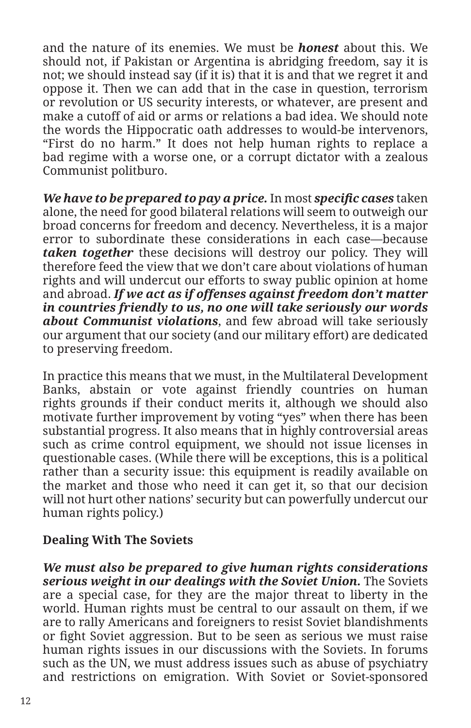and the nature of its enemies. We must be ***honest*** about this. We should not, if Pakistan or Argentina is abridging freedom, say it is not; we should instead say (if it is) that it is and that we regret it and oppose it. Then we can add that in the case in question, terrorism or revolution or US security interests, or whatever, are present and make a cutoff of aid or arms or relations a bad idea. We should note the words the Hippocratic oath addresses to would-be intervenors, "First do no harm." It does not help human rights to replace a bad regime with a worse one, or a corrupt dictator with a zealous Communist politburo.

***We have to be prepared to pay a price.*** In most ***specific cases*** taken alone, the need for good bilateral relations will seem to outweigh our broad concerns for freedom and decency. Nevertheless, it is a major error to subordinate these considerations in each case—because ***taken together*** these decisions will destroy our policy. They will therefore feed the view that we don't care about violations of human rights and will undercut our efforts to sway public opinion at home and abroad. ***If we act as if offenses against freedom don't matter in countries friendly to us, no one will take seriously our words about Communist violations***, and few abroad will take seriously our argument that our society (and our military effort) are dedicated to preserving freedom.

In practice this means that we must, in the Multilateral Development Banks, abstain or vote against friendly countries on human rights grounds if their conduct merits it, although we should also motivate further improvement by voting "yes" when there has been substantial progress. It also means that in highly controversial areas such as crime control equipment, we should not issue licenses in questionable cases. (While there will be exceptions, this is a political rather than a security issue: this equipment is readily available on the market and those who need it can get it, so that our decision will not hurt other nations' security but can powerfully undercut our human rights policy.)

**Dealing With The Soviets**

***We must also be prepared to give human rights considerations serious weight in our dealings with the Soviet Union.*** The Soviets are a special case, for they are the major threat to liberty in the world. Human rights must be central to our assault on them, if we are to rally Americans and foreigners to resist Soviet blandishments or fight Soviet aggression. But to be seen as serious we must raise human rights issues in our discussions with the Soviets. In forums such as the UN, we must address issues such as abuse of psychiatry and restrictions on emigration. With Soviet or Soviet-sponsored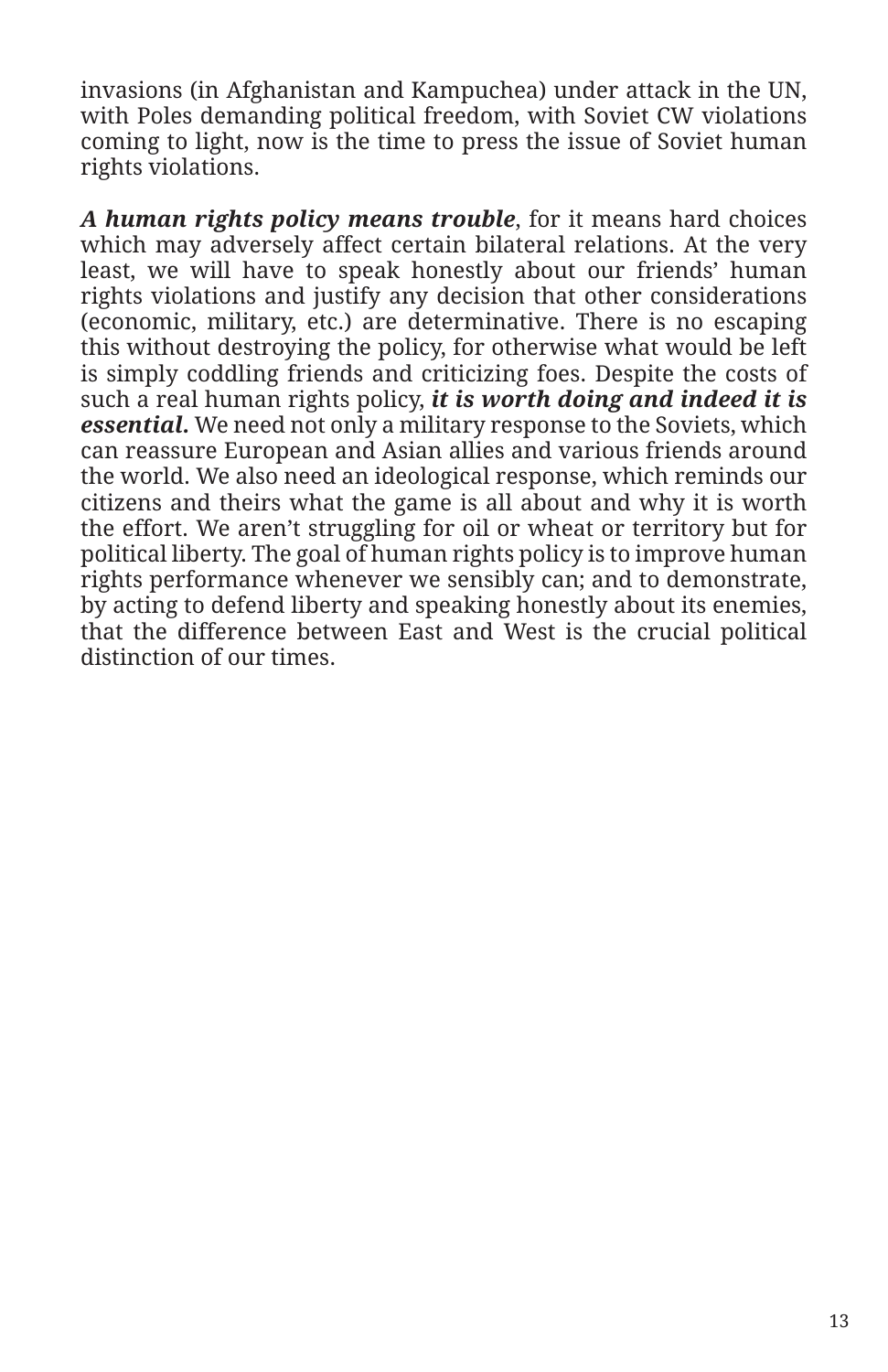invasions (in Afghanistan and Kampuchea) under attack in the UN, with Poles demanding political freedom, with Soviet CW violations coming to light, now is the time to press the issue of Soviet human rights violations.

***A human rights policy means trouble***, for it means hard choices which may adversely affect certain bilateral relations. At the very least, we will have to speak honestly about our friends' human rights violations and justify any decision that other considerations (economic, military, etc.) are determinative. There is no escaping this without destroying the policy, for otherwise what would be left is simply coddling friends and criticizing foes. Despite the costs of such a real human rights policy, ***it is worth doing and indeed it is essential.*** We need not only a military response to the Soviets, which can reassure European and Asian allies and various friends around the world. We also need an ideological response, which reminds our citizens and theirs what the game is all about and why it is worth the effort. We aren't struggling for oil or wheat or territory but for political liberty. The goal of human rights policy is to improve human rights performance whenever we sensibly can; and to demonstrate, by acting to defend liberty and speaking honestly about its enemies, that the difference between East and West is the crucial political distinction of our times.